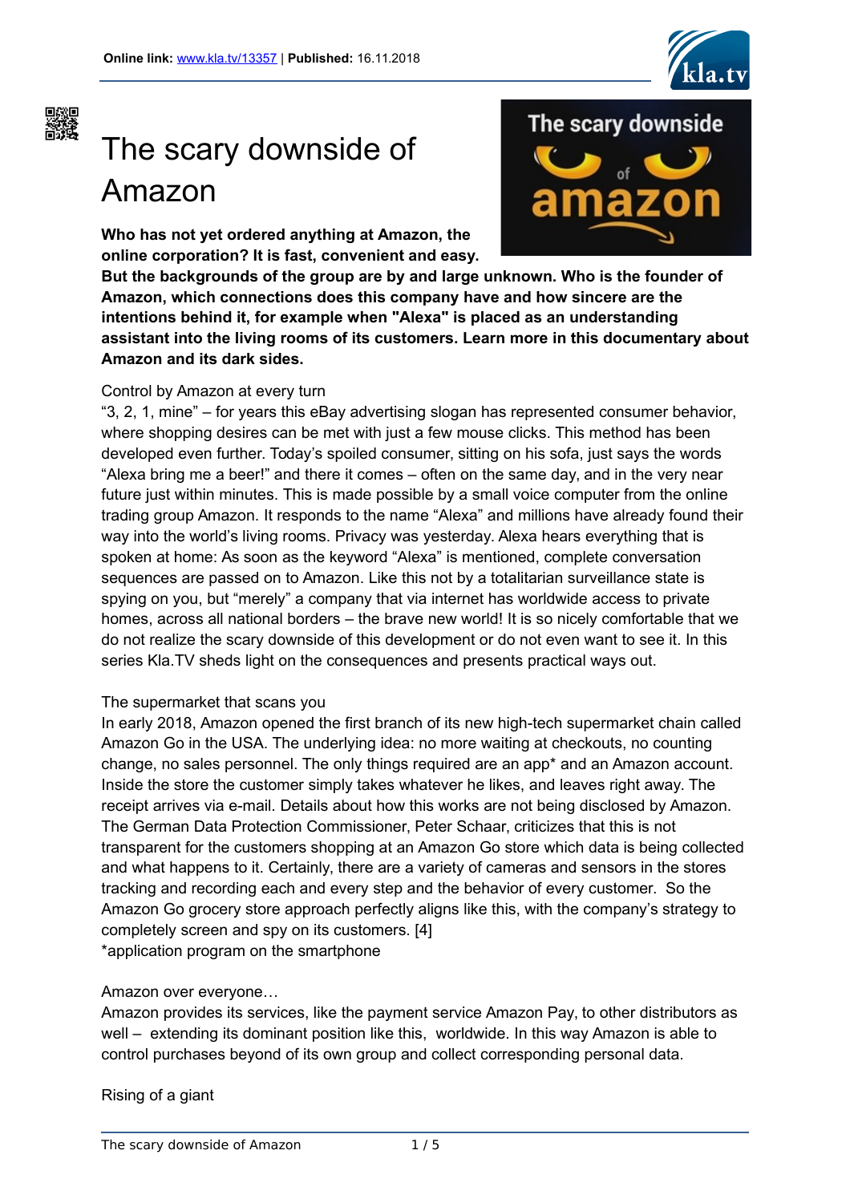Online link: www.kla.tv/13357 | Published: 16.11.2018

# The scary downside of Amazon

**Who has not yet ordered anything at Amazon, the online corporation? It is fast, convenient and easy. But the backgrounds of the group are by and large unknown. Who is the founder of Amazon, which connections does this company have and how sincere are the intentions behind it, for example when "Alexa" is placed as an understanding assistant into the living rooms of its customers. Learn more in this documentary about Amazon and its dark sides.**

Control by Amazon at every turn

“3, 2, 1, mine” – for years this eBay advertising slogan has represented consumer behavior, where shopping desires can be met with just a few mouse clicks. This method has been developed even further. Today’s spoiled consumer, sitting on his sofa, just says the words “Alexa bring me a beer!” and there it comes – often on the same day, and in the very near future just within minutes. This is made possible by a small voice computer from the online trading group Amazon. It responds to the name “Alexa” and millions have already found their way into the world’s living rooms. Privacy was yesterday. Alexa hears everything that is spoken at home: As soon as the keyword “Alexa” is mentioned, complete conversation sequences are passed on to Amazon. Like this not by a totalitarian surveillance state is spying on you, but “merely” a company that via internet has worldwide access to private homes, across all national borders – the brave new world! It is so nicely comfortable that we do not realize the scary downside of this development or do not even want to see it. In this series Kla.TV sheds light on the consequences and presents practical ways out.

The supermarket that scans you

In early 2018, Amazon opened the first branch of its new high-tech supermarket chain called Amazon Go in the USA. The underlying idea: no more waiting at checkouts, no counting change, no sales personnel. The only things required are an app* and an Amazon account. Inside the store the customer simply takes whatever he likes, and leaves right away. The receipt arrives via e-mail. Details about how this works are not being disclosed by Amazon. The German Data Protection Commissioner, Peter Schaar, criticizes that this is not transparent for the customers shopping at an Amazon Go store which data is being collected and what happens to it. Certainly, there are a variety of cameras and sensors in the stores tracking and recording each and every step and the behavior of every customer. So the Amazon Go grocery store approach perfectly aligns like this, with the company’s strategy to completely screen and spy on its customers. [4]

*application program on the smartphone

Amazon over everyone…

Amazon provides its services, like the payment service Amazon Pay, to other distributors as well – extending its dominant position like this, worldwide. In this way Amazon is able to control purchases beyond of its own group and collect corresponding personal data.

Rising of a giant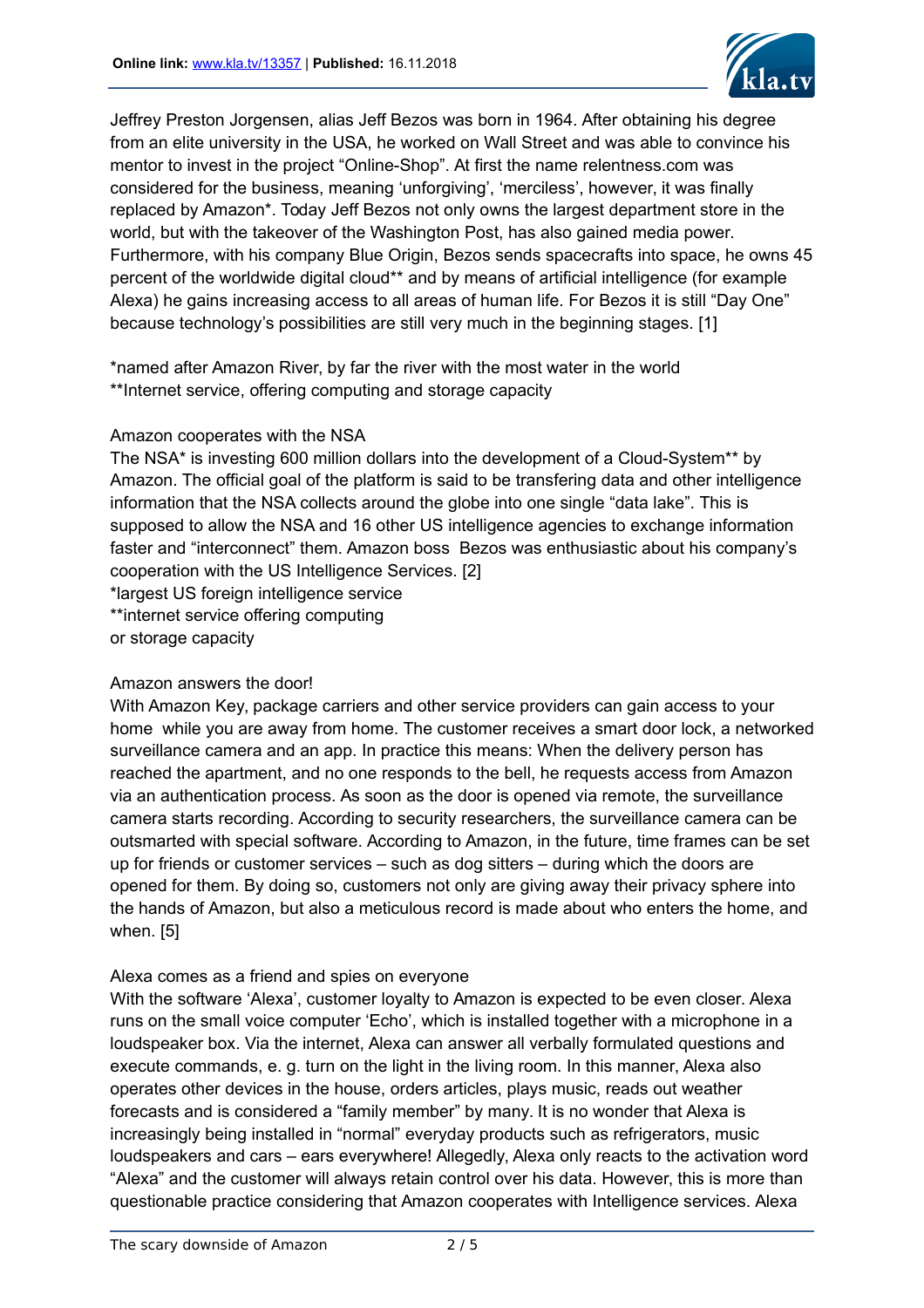Jeffrey Preston Jorgensen, alias Jeff Bezos was born in 1964. After obtaining his degree from an elite university in the USA, he worked on Wall Street and was able to convince his mentor to invest in the project "Online-Shop". At first the name relentness.com was considered for the business, meaning 'unforgiving', 'merciless', however, it was finally replaced by Amazon*. Today Jeff Bezos not only owns the largest department store in the world, but with the takeover of the Washington Post, has also gained media power. Furthermore, with his company Blue Origin, Bezos sends spacecrafts into space, he owns 45 percent of the worldwide digital cloud** and by means of artificial intelligence (for example Alexa) he gains increasing access to all areas of human life. For Bezos it is still "Day One" because technology's possibilities are still very much in the beginning stages. [1]

*named after Amazon River, by far the river with the most water in the world
**Internet service, offering computing and storage capacity

Amazon cooperates with the NSA

The NSA* is investing 600 million dollars into the development of a Cloud-System** by Amazon. The official goal of the platform is said to be transfering data and other intelligence information that the NSA collects around the globe into one single "data lake". This is supposed to allow the NSA and 16 other US intelligence agencies to exchange information faster and "interconnect" them. Amazon boss Bezos was enthusiastic about his company's cooperation with the US Intelligence Services. [2]
*largest US foreign intelligence service
**internet service offering computing
or storage capacity

Amazon answers the door!

With Amazon Key, package carriers and other service providers can gain access to your home while you are away from home. The customer receives a smart door lock, a networked surveillance camera and an app. In practice this means: When the delivery person has reached the apartment, and no one responds to the bell, he requests access from Amazon via an authentication process. As soon as the door is opened via remote, the surveillance camera starts recording. According to security researchers, the surveillance camera can be outsmarted with special software. According to Amazon, in the future, time frames can be set up for friends or customer services – such as dog sitters – during which the doors are opened for them. By doing so, customers not only are giving away their privacy sphere into the hands of Amazon, but also a meticulous record is made about who enters the home, and when. [5]

Alexa comes as a friend and spies on everyone

With the software 'Alexa', customer loyalty to Amazon is expected to be even closer. Alexa runs on the small voice computer 'Echo', which is installed together with a microphone in a loudspeaker box. Via the internet, Alexa can answer all verbally formulated questions and execute commands, e. g. turn on the light in the living room. In this manner, Alexa also operates other devices in the house, orders articles, plays music, reads out weather forecasts and is considered a "family member" by many. It is no wonder that Alexa is increasingly being installed in "normal" everyday products such as refrigerators, music loudspeakers and cars – ears everywhere! Allegedly, Alexa only reacts to the activation word "Alexa" and the customer will always retain control over his data. However, this is more than questionable practice considering that Amazon cooperates with Intelligence services. Alexa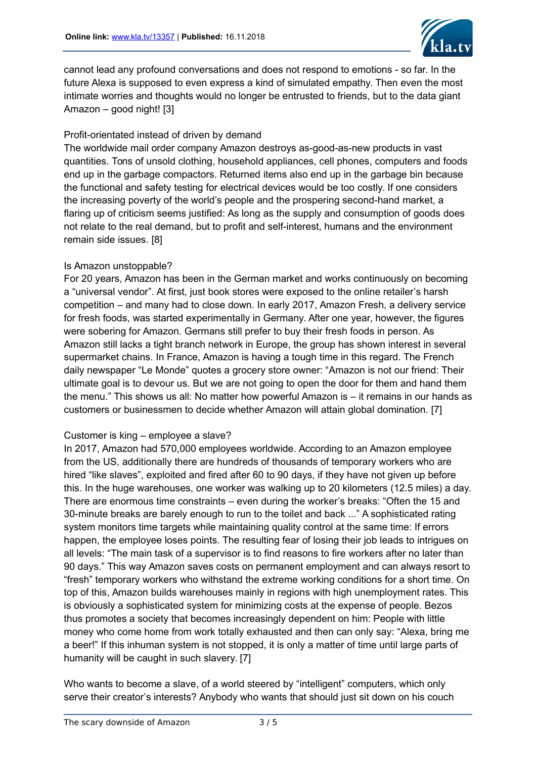cannot lead any profound conversations and does not respond to emotions - so far. In the future Alexa is supposed to even express a kind of simulated empathy. Then even the most intimate worries and thoughts would no longer be entrusted to friends, but to the data giant Amazon – good night! [3]

### Profit-orientated instead of driven by demand

The worldwide mail order company Amazon destroys as-good-as-new products in vast quantities. Tons of unsold clothing, household appliances, cell phones, computers and foods end up in the garbage compactors. Returned items also end up in the garbage bin because the functional and safety testing for electrical devices would be too costly. If one considers the increasing poverty of the world's people and the prospering second-hand market, a flaring up of criticism seems justified: As long as the supply and consumption of goods does not relate to the real demand, but to profit and self-interest, humans and the environment remain side issues. [8]

### Is Amazon unstoppable?

For 20 years, Amazon has been in the German market and works continuously on becoming a "universal vendor". At first, just book stores were exposed to the online retailer's harsh competition – and many had to close down. In early 2017, Amazon Fresh, a delivery service for fresh foods, was started experimentally in Germany. After one year, however, the figures were sobering for Amazon. Germans still prefer to buy their fresh foods in person. As Amazon still lacks a tight branch network in Europe, the group has shown interest in several supermarket chains. In France, Amazon is having a tough time in this regard. The French daily newspaper "Le Monde" quotes a grocery store owner: "Amazon is not our friend: Their ultimate goal is to devour us. But we are not going to open the door for them and hand them the menu." This shows us all: No matter how powerful Amazon is – it remains in our hands as customers or businessmen to decide whether Amazon will attain global domination. [7]

### Customer is king – employee a slave?

In 2017, Amazon had 570,000 employees worldwide. According to an Amazon employee from the US, additionally there are hundreds of thousands of temporary workers who are hired "like slaves", exploited and fired after 60 to 90 days, if they have not given up before this. In the huge warehouses, one worker was walking up to 20 kilometers (12.5 miles) a day. There are enormous time constraints – even during the worker's breaks: "Often the 15 and 30-minute breaks are barely enough to run to the toilet and back ..." A sophisticated rating system monitors time targets while maintaining quality control at the same time: If errors happen, the employee loses points. The resulting fear of losing their job leads to intrigues on all levels: "The main task of a supervisor is to find reasons to fire workers after no later than 90 days." This way Amazon saves costs on permanent employment and can always resort to "fresh" temporary workers who withstand the extreme working conditions for a short time. On top of this, Amazon builds warehouses mainly in regions with high unemployment rates. This is obviously a sophisticated system for minimizing costs at the expense of people. Bezos thus promotes a society that becomes increasingly dependent on him: People with little money who come home from work totally exhausted and then can only say: "Alexa, bring me a beer!" If this inhuman system is not stopped, it is only a matter of time until large parts of humanity will be caught in such slavery. [7]

Who wants to become a slave, of a world steered by "intelligent" computers, which only serve their creator's interests? Anybody who wants that should just sit down on his couch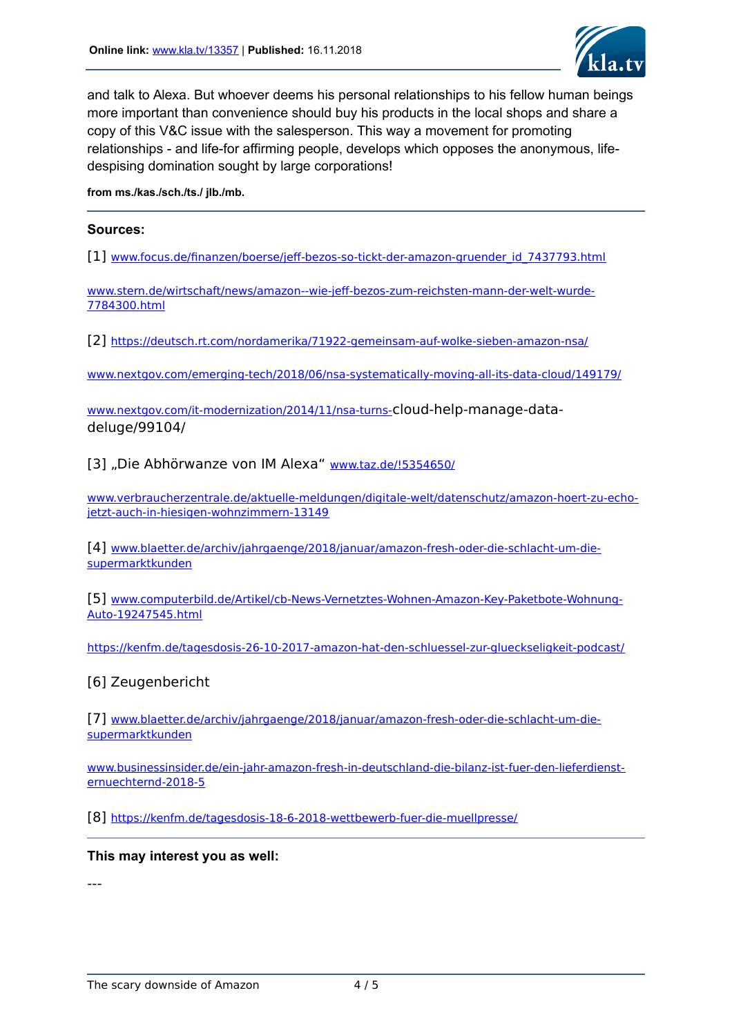and talk to Alexa. But whoever deems his personal relationships to his fellow human beings more important than convenience should buy his products in the local shops and share a copy of this V&C issue with the salesperson. This way a movement for promoting relationships - and life-for affirming people, develops which opposes the anonymous, life-despising domination sought by large corporations!

**from ms./kas./sch./ts./ jlb./mb.**

---

**Sources:**

[1] www.focus.de/finanzen/boerse/jeff-bezos-so-tickt-der-amazon-gruender_id_7437793.html

www.stern.de/wirtschaft/news/amazon--wie-jeff-bezos-zum-reichsten-mann-der-welt-wurde-7784300.html

[2] https://deutsch.rt.com/nordamerika/71922-gemeinsam-auf-wolke-sieben-amazon-nsa/

www.nextgov.com/emerging-tech/2018/06/nsa-systematically-moving-all-its-data-cloud/149179/

www.nextgov.com/it-modernization/2014/11/nsa-turns-cloud-help-manage-data-deluge/99104/

[3] „Die Abhörwanze von IM Alexa“ www.taz.de/!5354650/

www.verbraucherzentrale.de/aktuelle-meldungen/digitale-welt/datenschutz/amazon-hoert-zu-echo-jetzt-auch-in-hiesigen-wohnzimmern-13149

[4] www.blaetter.de/archiv/jahrgaenge/2018/januar/amazon-fresh-oder-die-schlacht-um-die-supermarktkunden

[5] www.computerbild.de/Artikel/cb-News-Vernetztes-Wohnen-Amazon-Key-Paketbote-Wohnung-Auto-19247545.html

https://kenfm.de/tagesdosis-26-10-2017-amazon-hat-den-schluessel-zur-glueckseligkeit-podcast/

[6] Zeugenbericht

[7] www.blaetter.de/archiv/jahrgaenge/2018/januar/amazon-fresh-oder-die-schlacht-um-die-supermarktkunden

www.businessinsider.de/ein-jahr-amazon-fresh-in-deutschland-die-bilanz-ist-fuer-den-lieferdienst-ernuechternd-2018-5

[8] https://kenfm.de/tagesdosis-18-6-2018-wettbewerb-fuer-die-muellpresse/

---

**This may interest you as well:**

---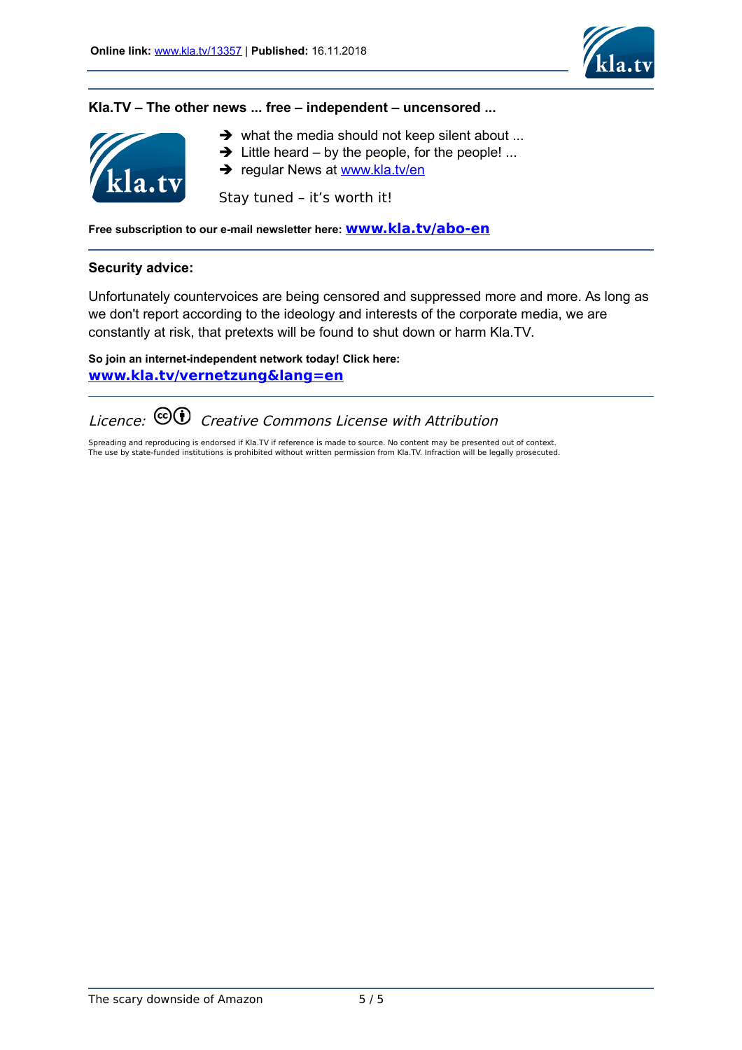**Kla.TV – The other news ... free – independent – uncensored ...**

- what the media should not keep silent about ...
- Little heard – by the people, for the people! ...
- regular News at www.kla.tv/en

Stay tuned – it's worth it!

**Free subscription to our e-mail newsletter here: www.kla.tv/abo-en**

**Security advice:**

Unfortunately countervoices are being censored and suppressed more and more. As long as we don't report according to the ideology and interests of the corporate media, we are constantly at risk, that pretexts will be found to shut down or harm Kla.TV.

**So join an internet-independent network today! Click here:**
**www.kla.tv/vernetzung&lang=en**

*Licence:* *Creative Commons License with Attribution*

Spreading and reproducing is endorsed if Kla.TV if reference is made to source. No content may be presented out of context.
The use by state-funded institutions is prohibited without written permission from Kla.TV. Infraction will be legally prosecuted.